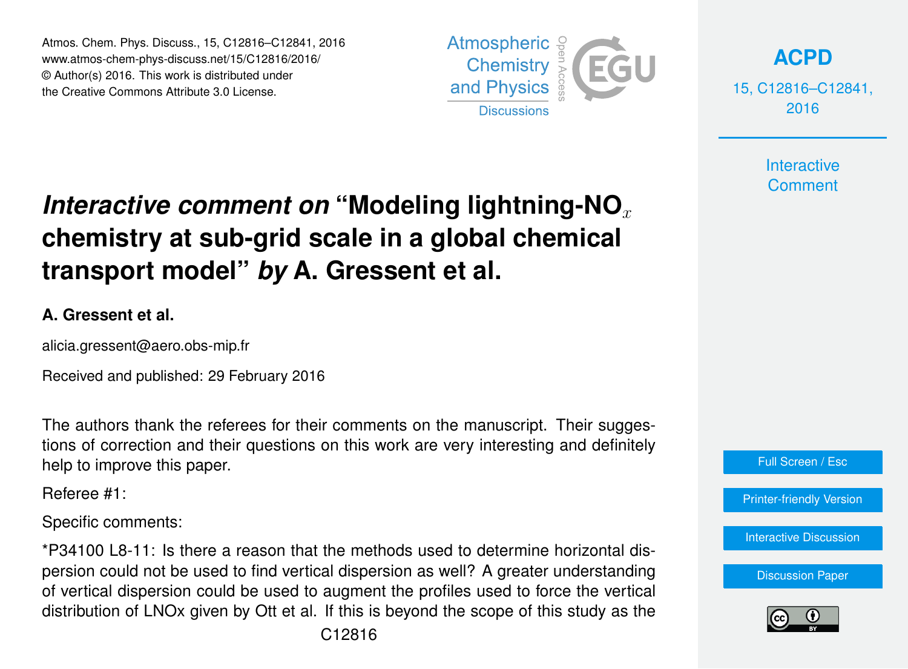# *Interactive comment on* "Modeling lightning-$NO_x$ chemistry at sub-grid scale in a global chemical transport model" *by* A. Gressent et al.

**A. Gressent et al.**

alicia.gressent@aero.obs-mip.fr

Received and published: 29 February 2016

The authors thank the referees for their comments on the manuscript. Their suggestions of correction and their questions on this work are very interesting and definitely help to improve this paper.

Referee #1:

Specific comments:

*P34100 L8-11: Is there a reason that the methods used to determine horizontal dispersion could not be used to find vertical dispersion as well? A greater understanding of vertical dispersion could be used to augment the profiles used to force the vertical distribution of LNOx given by Ott et al. If this is beyond the scope of this study as the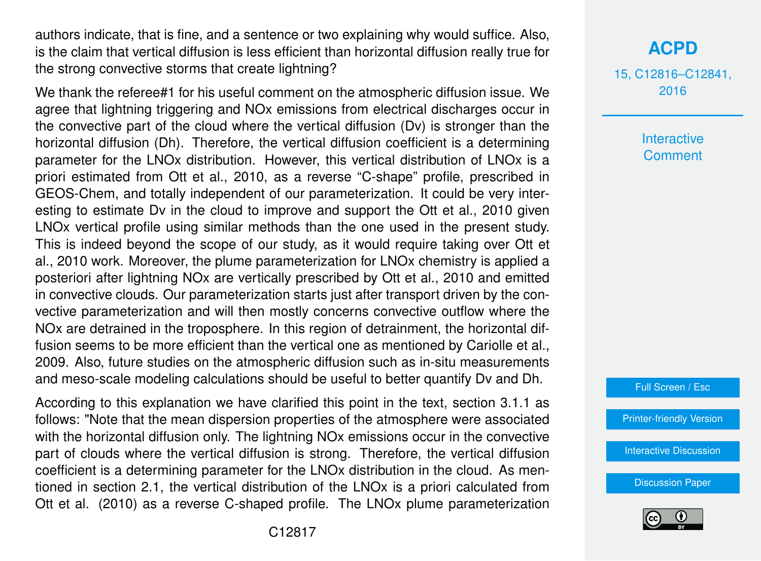authors indicate, that is fine, and a sentence or two explaining why would suffice. Also, is the claim that vertical diffusion is less efficient than horizontal diffusion really true for the strong convective storms that create lightning?

We thank the referee#1 for his useful comment on the atmospheric diffusion issue. We agree that lightning triggering and NOx emissions from electrical discharges occur in the convective part of the cloud where the vertical diffusion (Dv) is stronger than the horizontal diffusion (Dh). Therefore, the vertical diffusion coefficient is a determining parameter for the LNOx distribution. However, this vertical distribution of LNOx is a priori estimated from Ott et al., 2010, as a reverse "C-shape" profile, prescribed in GEOS-Chem, and totally independent of our parameterization. It could be very interesting to estimate Dv in the cloud to improve and support the Ott et al., 2010 given LNOx vertical profile using similar methods than the one used in the present study. This is indeed beyond the scope of our study, as it would require taking over Ott et al., 2010 work. Moreover, the plume parameterization for LNOx chemistry is applied a posteriori after lightning NOx are vertically prescribed by Ott et al., 2010 and emitted in convective clouds. Our parameterization starts just after transport driven by the convective parameterization and will then mostly concerns convective outflow where the NOx are detrained in the troposphere. In this region of detrainment, the horizontal diffusion seems to be more efficient than the vertical one as mentioned by Cariolle et al., 2009. Also, future studies on the atmospheric diffusion such as in-situ measurements and meso-scale modeling calculations should be useful to better quantify Dv and Dh.

According to this explanation we have clarified this point in the text, section 3.1.1 as follows: "Note that the mean dispersion properties of the atmosphere were associated with the horizontal diffusion only. The lightning NOx emissions occur in the convective part of clouds where the vertical diffusion is strong. Therefore, the vertical diffusion coefficient is a determining parameter for the LNOx distribution in the cloud. As mentioned in section 2.1, the vertical distribution of the LNOx is a priori calculated from Ott et al. (2010) as a reverse C-shaped profile. The LNOx plume parameterization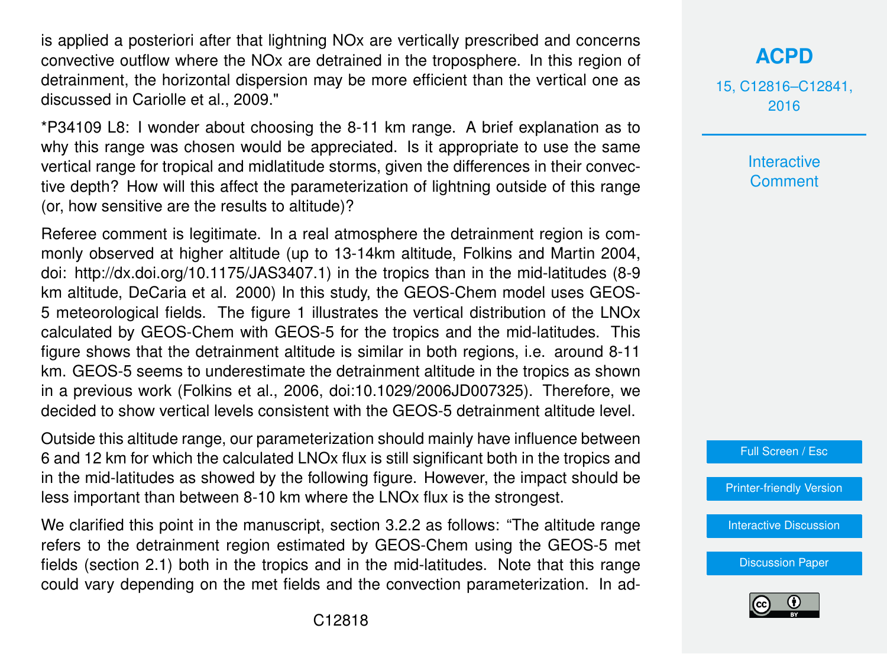is applied a posteriori after that lightning NOx are vertically prescribed and concerns convective outflow where the NOx are detrained in the troposphere. In this region of detrainment, the horizontal dispersion may be more efficient than the vertical one as discussed in Cariolle et al., 2009."

*P34109 L8: I wonder about choosing the 8-11 km range. A brief explanation as to why this range was chosen would be appreciated. Is it appropriate to use the same vertical range for tropical and midlatitude storms, given the differences in their convective depth? How will this affect the parameterization of lightning outside of this range (or, how sensitive are the results to altitude)?

Referee comment is legitimate. In a real atmosphere the detrainment region is commonly observed at higher altitude (up to 13-14km altitude, Folkins and Martin 2004, doi: http://dx.doi.org/10.1175/JAS3407.1) in the tropics than in the mid-latitudes (8-9 km altitude, DeCaria et al. 2000) In this study, the GEOS-Chem model uses GEOS-5 meteorological fields. The figure 1 illustrates the vertical distribution of the LNOx calculated by GEOS-Chem with GEOS-5 for the tropics and the mid-latitudes. This figure shows that the detrainment altitude is similar in both regions, i.e. around 8-11 km. GEOS-5 seems to underestimate the detrainment altitude in the tropics as shown in a previous work (Folkins et al., 2006, doi:10.1029/2006JD007325). Therefore, we decided to show vertical levels consistent with the GEOS-5 detrainment altitude level.

Outside this altitude range, our parameterization should mainly have influence between 6 and 12 km for which the calculated LNOx flux is still significant both in the tropics and in the mid-latitudes as showed by the following figure. However, the impact should be less important than between 8-10 km where the LNOx flux is the strongest.

We clarified this point in the manuscript, section 3.2.2 as follows: "The altitude range refers to the detrainment region estimated by GEOS-Chem using the GEOS-5 met fields (section 2.1) both in the tropics and in the mid-latitudes. Note that this range could vary depending on the met fields and the convection parameterization. In ad-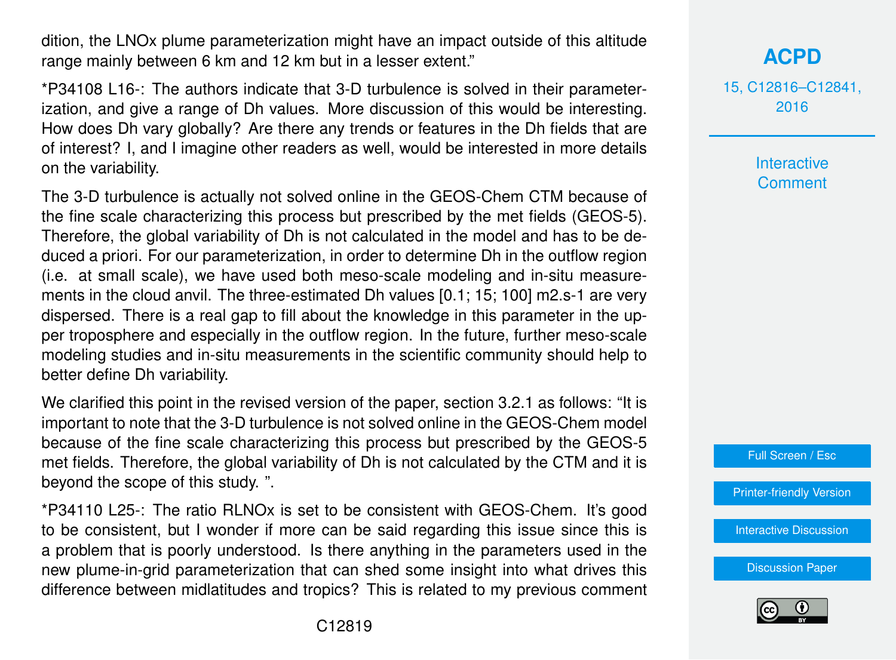dition, the LNOx plume parameterization might have an impact outside of this altitude range mainly between 6 km and 12 km but in a lesser extent."

*P34108 L16-: The authors indicate that 3-D turbulence is solved in their parameterization, and give a range of Dh values. More discussion of this would be interesting. How does Dh vary globally? Are there any trends or features in the Dh fields that are of interest? I, and I imagine other readers as well, would be interested in more details on the variability.

The 3-D turbulence is actually not solved online in the GEOS-Chem CTM because of the fine scale characterizing this process but prescribed by the met fields (GEOS-5). Therefore, the global variability of Dh is not calculated in the model and has to be deduced a priori. For our parameterization, in order to determine Dh in the outflow region (i.e. at small scale), we have used both meso-scale modeling and in-situ measurements in the cloud anvil. The three-estimated Dh values [0.1; 15; 100] $m^2.s^{-1}$ are very dispersed. There is a real gap to fill about the knowledge in this parameter in the upper troposphere and especially in the outflow region. In the future, further meso-scale modeling studies and in-situ measurements in the scientific community should help to better define Dh variability.

We clarified this point in the revised version of the paper, section 3.2.1 as follows: "It is important to note that the 3-D turbulence is not solved online in the GEOS-Chem model because of the fine scale characterizing this process but prescribed by the GEOS-5 met fields. Therefore, the global variability of Dh is not calculated by the CTM and it is beyond the scope of this study. ".

*P34110 L25-: The ratio RLNOx is set to be consistent with GEOS-Chem. It's good to be consistent, but I wonder if more can be said regarding this issue since this is a problem that is poorly understood. Is there anything in the parameters used in the new plume-in-grid parameterization that can shed some insight into what drives this difference between midlatitudes and tropics? This is related to my previous comment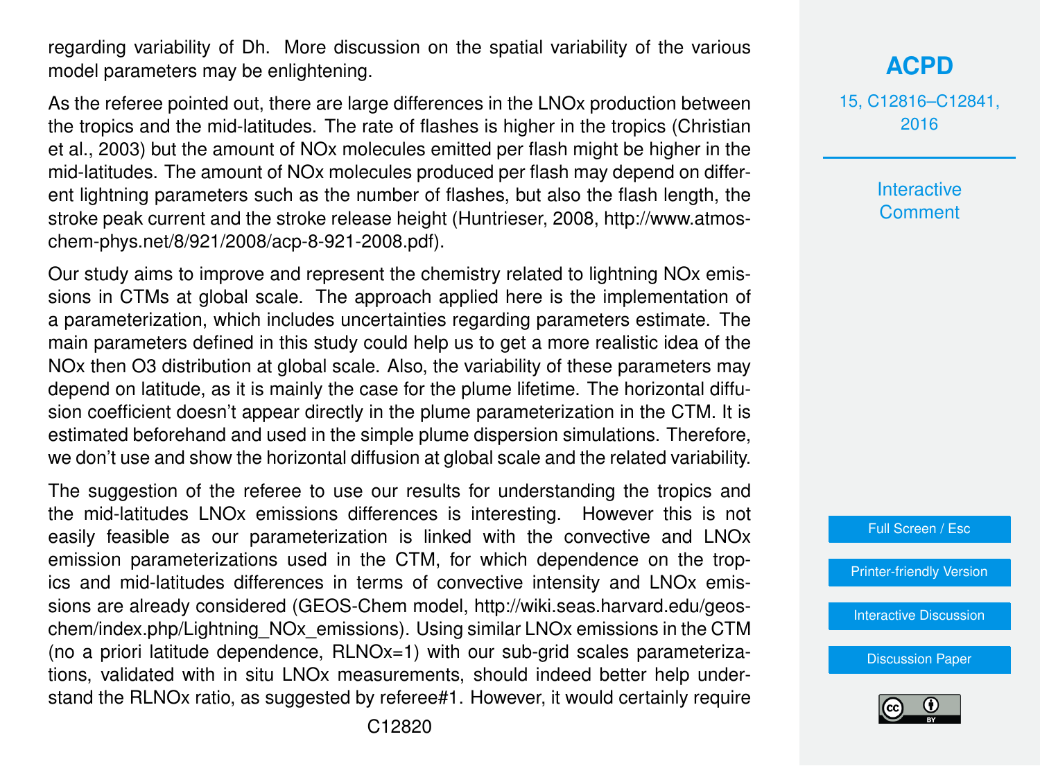regarding variability of Dh. More discussion on the spatial variability of the various model parameters may be enlightening.

As the referee pointed out, there are large differences in the LNOx production between the tropics and the mid-latitudes. The rate of flashes is higher in the tropics (Christian et al., 2003) but the amount of NOx molecules emitted per flash might be higher in the mid-latitudes. The amount of NOx molecules produced per flash may depend on different lightning parameters such as the number of flashes, but also the flash length, the stroke peak current and the stroke release height (Huntrieser, 2008, http://www.atmos-chem-phys.net/8/921/2008/acp-8-921-2008.pdf).

Our study aims to improve and represent the chemistry related to lightning NOx emissions in CTMs at global scale. The approach applied here is the implementation of a parameterization, which includes uncertainties regarding parameters estimate. The main parameters defined in this study could help us to get a more realistic idea of the NOx then O3 distribution at global scale. Also, the variability of these parameters may depend on latitude, as it is mainly the case for the plume lifetime. The horizontal diffusion coefficient doesn't appear directly in the plume parameterization in the CTM. It is estimated beforehand and used in the simple plume dispersion simulations. Therefore, we don't use and show the horizontal diffusion at global scale and the related variability.

The suggestion of the referee to use our results for understanding the tropics and the mid-latitudes LNOx emissions differences is interesting. However this is not easily feasible as our parameterization is linked with the convective and LNOx emission parameterizations used in the CTM, for which dependence on the tropics and mid-latitudes differences in terms of convective intensity and LNOx emissions are already considered (GEOS-Chem model, http://wiki.seas.harvard.edu/geos-chem/index.php/Lightning_NOx_emissions). Using similar LNOx emissions in the CTM (no a priori latitude dependence, RLNOx=1) with our sub-grid scales parameterizations, validated with in situ LNOx measurements, should indeed better help understand the RLNOx ratio, as suggested by referee#1. However, it would certainly require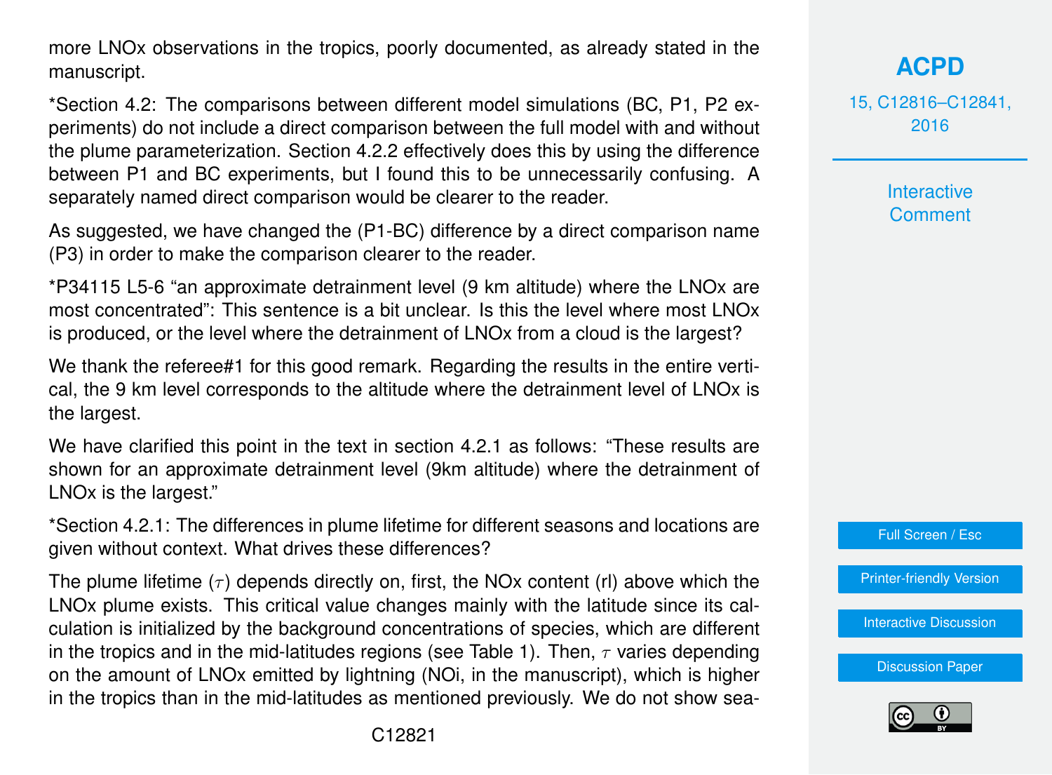more LNOx observations in the tropics, poorly documented, as already stated in the manuscript.

*Section 4.2: The comparisons between different model simulations (BC, P1, P2 experiments) do not include a direct comparison between the full model with and without the plume parameterization. Section 4.2.2 effectively does this by using the difference between P1 and BC experiments, but I found this to be unnecessarily confusing. A separately named direct comparison would be clearer to the reader.

As suggested, we have changed the (P1-BC) difference by a direct comparison name (P3) in order to make the comparison clearer to the reader.

*P34115 L5-6 "an approximate detrainment level (9 km altitude) where the LNOx are most concentrated": This sentence is a bit unclear. Is this the level where most LNOx is produced, or the level where the detrainment of LNOx from a cloud is the largest?

We thank the referee#1 for this good remark. Regarding the results in the entire vertical, the 9 km level corresponds to the altitude where the detrainment level of LNOx is the largest.

We have clarified this point in the text in section 4.2.1 as follows: "These results are shown for an approximate detrainment level (9km altitude) where the detrainment of LNOx is the largest."

*Section 4.2.1: The differences in plume lifetime for different seasons and locations are given without context. What drives these differences?

The plume lifetime ($\tau$) depends directly on, first, the NOx content (rl) above which the LNOx plume exists. This critical value changes mainly with the latitude since its calculation is initialized by the background concentrations of species, which are different in the tropics and in the mid-latitudes regions (see Table 1). Then, $\tau$ varies depending on the amount of LNOx emitted by lightning (NOi, in the manuscript), which is higher in the tropics than in the mid-latitudes as mentioned previously. We do not show sea-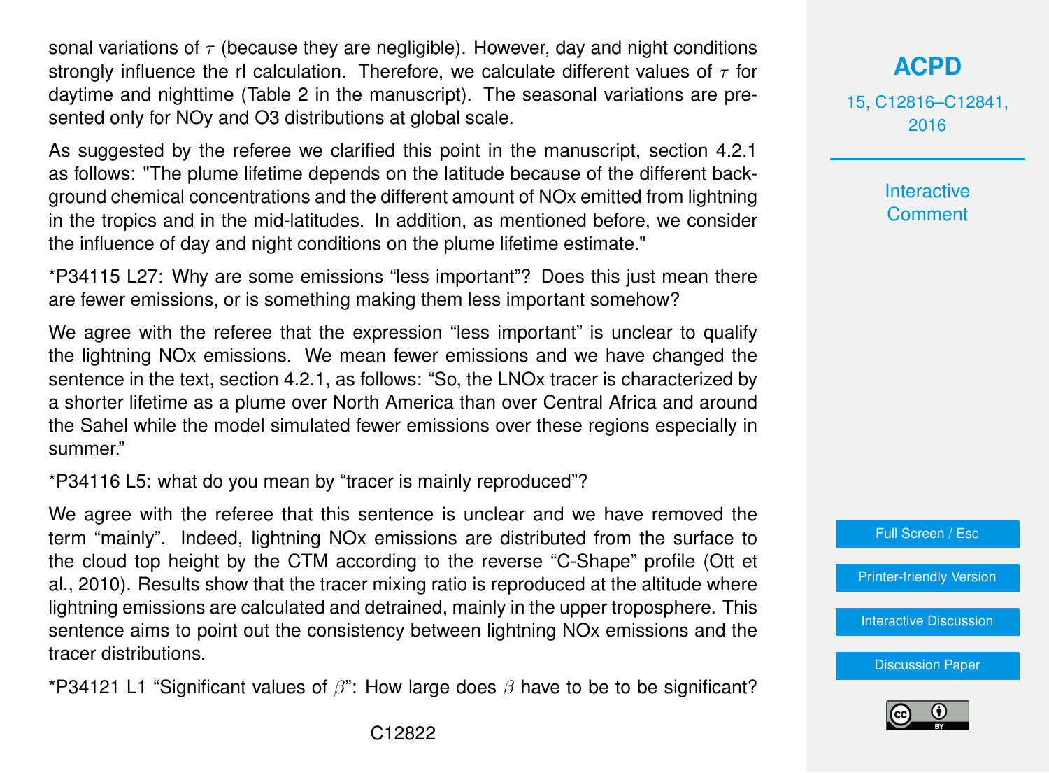sonal variations of $\tau$ (because they are negligible). However, day and night conditions strongly influence the rl calculation. Therefore, we calculate different values of $\tau$ for daytime and nighttime (Table 2 in the manuscript). The seasonal variations are presented only for NOy and O3 distributions at global scale.

As suggested by the referee we clarified this point in the manuscript, section 4.2.1 as follows: "The plume lifetime depends on the latitude because of the different background chemical concentrations and the different amount of NOx emitted from lightning in the tropics and in the mid-latitudes. In addition, as mentioned before, we consider the influence of day and night conditions on the plume lifetime estimate."

*P34115 L27: Why are some emissions "less important"? Does this just mean there are fewer emissions, or is something making them less important somehow?

We agree with the referee that the expression "less important" is unclear to qualify the lightning NOx emissions. We mean fewer emissions and we have changed the sentence in the text, section 4.2.1, as follows: "So, the LNOx tracer is characterized by a shorter lifetime as a plume over North America than over Central Africa and around the Sahel while the model simulated fewer emissions over these regions especially in summer."

*P34116 L5: what do you mean by "tracer is mainly reproduced"?

We agree with the referee that this sentence is unclear and we have removed the term "mainly". Indeed, lightning NOx emissions are distributed from the surface to the cloud top height by the CTM according to the reverse "C-Shape" profile (Ott et al., 2010). Results show that the tracer mixing ratio is reproduced at the altitude where lightning emissions are calculated and detrained, mainly in the upper troposphere. This sentence aims to point out the consistency between lightning NOx emissions and the tracer distributions.

*P34121 L1 "Significant values of $\beta$": How large does $\beta$ have to be to be significant?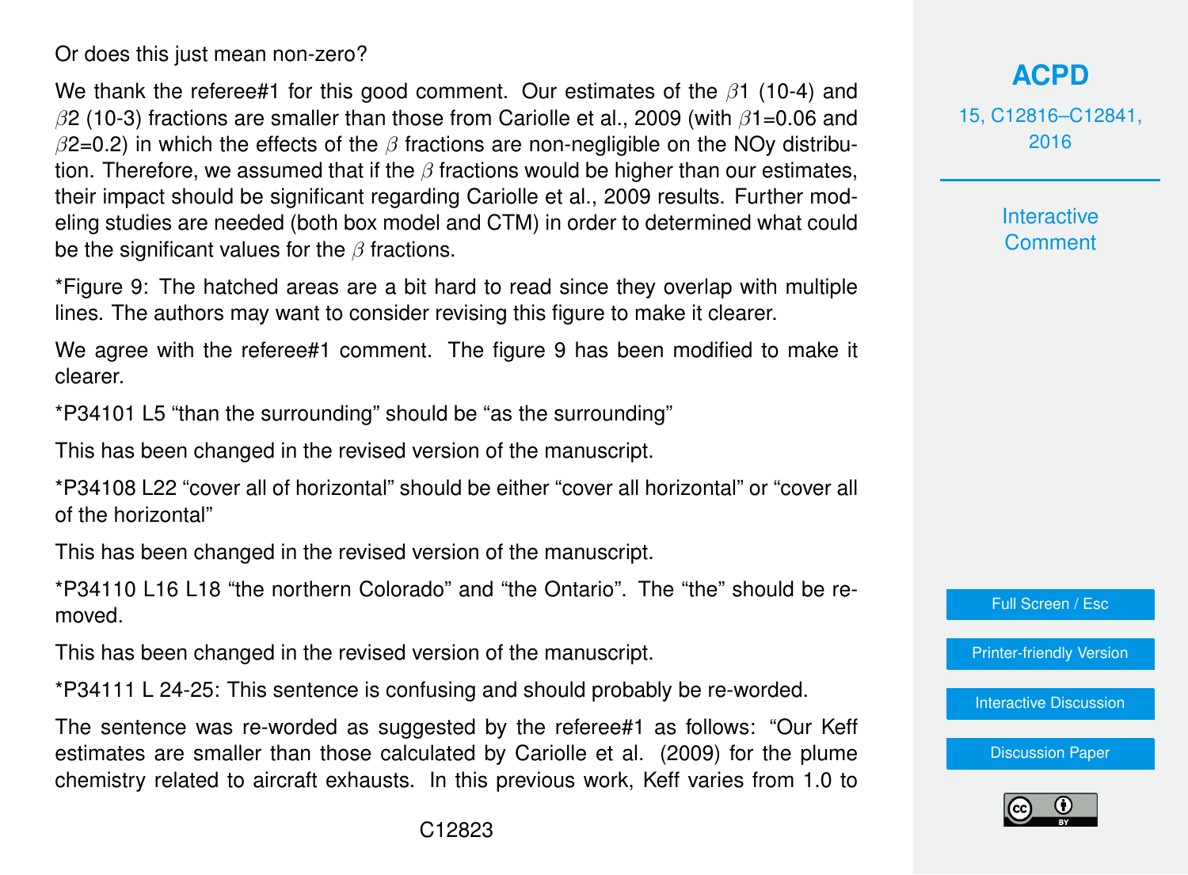Or does this just mean non-zero?

We thank the referee#1 for this good comment. Our estimates of the $\beta 1$ (10-4) and $\beta 2$ (10-3) fractions are smaller than those from Cariolle et al., 2009 (with $\beta 1$=0.06 and $\beta 2$=0.2) in which the effects of the $\beta$ fractions are non-negligible on the NOy distribution. Therefore, we assumed that if the $\beta$ fractions would be higher than our estimates, their impact should be significant regarding Cariolle et al., 2009 results. Further modeling studies are needed (both box model and CTM) in order to determined what could be the significant values for the $\beta$ fractions.

*Figure 9: The hatched areas are a bit hard to read since they overlap with multiple lines. The authors may want to consider revising this figure to make it clearer.

We agree with the referee#1 comment. The figure 9 has been modified to make it clearer.

*P34101 L5 "than the surrounding" should be "as the surrounding"

This has been changed in the revised version of the manuscript.

*P34108 L22 "cover all of horizontal" should be either "cover all horizontal" or "cover all of the horizontal"

This has been changed in the revised version of the manuscript.

*P34110 L16 L18 "the northern Colorado" and "the Ontario". The "the" should be removed.

This has been changed in the revised version of the manuscript.

*P34111 L 24-25: This sentence is confusing and should probably be re-worded.

The sentence was re-worded as suggested by the referee#1 as follows: "Our Keff estimates are smaller than those calculated by Cariolle et al. (2009) for the plume chemistry related to aircraft exhausts. In this previous work, Keff varies from 1.0 to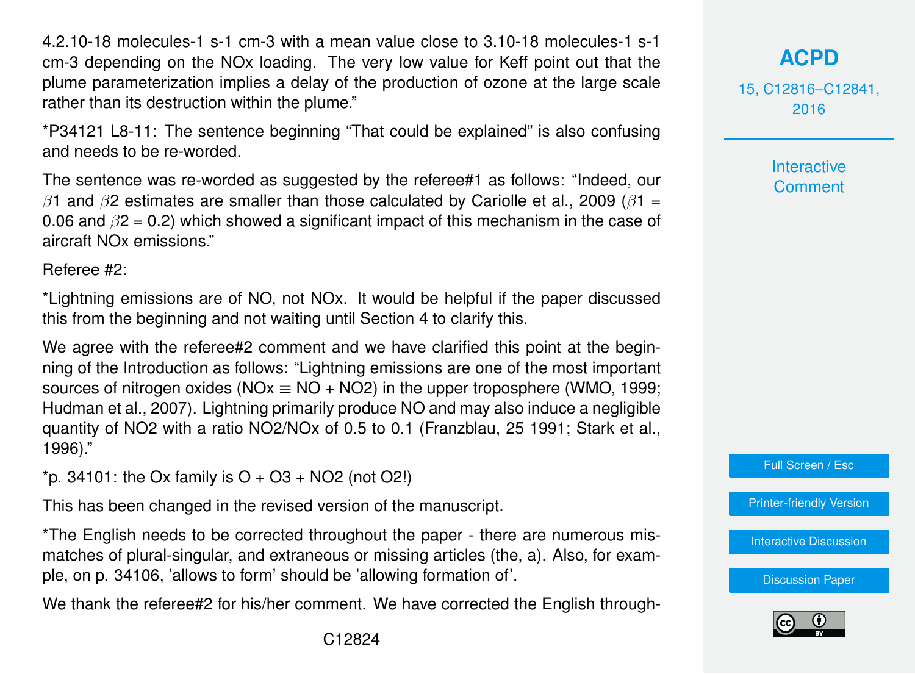4.2.10-18 molecules-1 s-1 cm-3 with a mean value close to 3.10-18 molecules-1 s-1 cm-3 depending on the NOx loading. The very low value for Keff point out that the plume parameterization implies a delay of the production of ozone at the large scale rather than its destruction within the plume."

*P34121 L8-11: The sentence beginning "That could be explained" is also confusing and needs to be re-worded.

The sentence was re-worded as suggested by the referee#1 as follows: "Indeed, our $\beta 1$ and $\beta 2$ estimates are smaller than those calculated by Cariolle et al., 2009 ($\beta 1$ = 0.06 and $\beta 2$ = 0.2) which showed a significant impact of this mechanism in the case of aircraft NOx emissions."

Referee #2:

*Lightning emissions are of NO, not NOx. It would be helpful if the paper discussed this from the beginning and not waiting until Section 4 to clarify this.

We agree with the referee#2 comment and we have clarified this point at the beginning of the Introduction as follows: "Lightning emissions are one of the most important sources of nitrogen oxides ($NOx \equiv NO + NO_2$) in the upper troposphere (WMO, 1999; Hudman et al., 2007). Lightning primarily produce NO and may also induce a negligible quantity of $NO_2$ with a ratio $NO_2$/NOx of 0.5 to 0.1 (Franzblau, 25 1991; Stark et al., 1996)."

*p. 34101: the Ox family is O + $O_3$ + $NO_2$ (not $O_2$!)

This has been changed in the revised version of the manuscript.

*The English needs to be corrected throughout the paper - there are numerous mismatches of plural-singular, and extraneous or missing articles (the, a). Also, for example, on p. 34106, 'allows to form' should be 'allowing formation of'.

We thank the referee#2 for his/her comment. We have corrected the English through-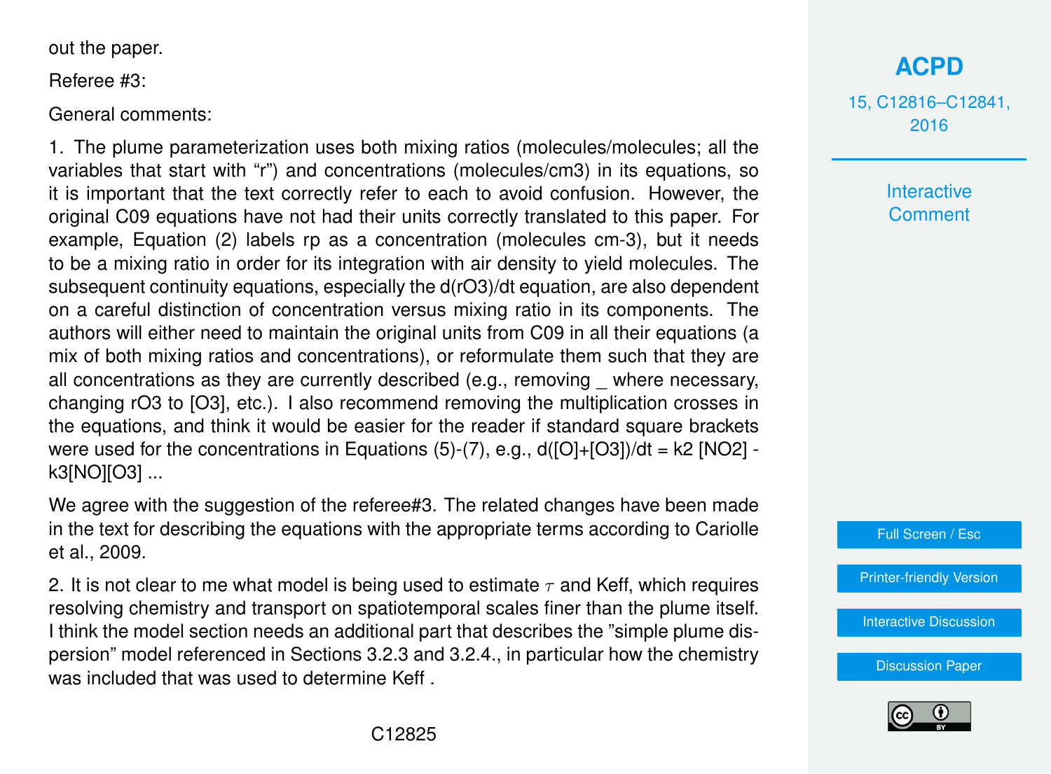out the paper.

Referee #3:

General comments:

1. The plume parameterization uses both mixing ratios (molecules/molecules; all the variables that start with "r") and concentrations (molecules/cm3) in its equations, so it is important that the text correctly refer to each to avoid confusion. However, the original C09 equations have not had their units correctly translated to this paper. For example, Equation (2) labels rp as a concentration (molecules cm-3), but it needs to be a mixing ratio in order for its integration with air density to yield molecules. The subsequent continuity equations, especially the d(rO3)/dt equation, are also dependent on a careful distinction of concentration versus mixing ratio in its components. The authors will either need to maintain the original units from C09 in all their equations (a mix of both mixing ratios and concentrations), or reformulate them such that they are all concentrations as they are currently described (e.g., removing _ where necessary, changing rO3 to [O3], etc.). I also recommend removing the multiplication crosses in the equations, and think it would be easier for the reader if standard square brackets were used for the concentrations in Equations (5)-(7), e.g., d([O]+[O3])/dt = k2 [NO2] - k3[NO][O3] ...

We agree with the suggestion of the referee#3. The related changes have been made in the text for describing the equations with the appropriate terms according to Cariolle et al., 2009.

2. It is not clear to me what model is being used to estimate $\tau$ and Keff, which requires resolving chemistry and transport on spatiotemporal scales finer than the plume itself. I think the model section needs an additional part that describes the "simple plume dispersion" model referenced in Sections 3.2.3 and 3.2.4., in particular how the chemistry was included that was used to determine Keff .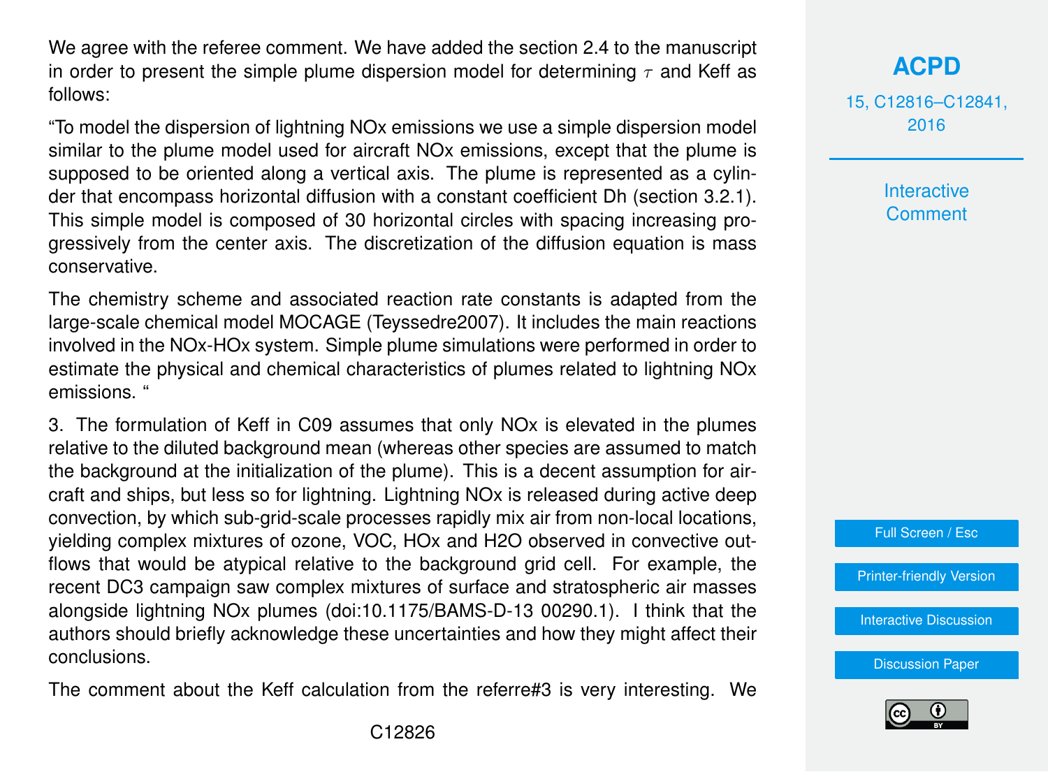We agree with the referee comment. We have added the section 2.4 to the manuscript in order to present the simple plume dispersion model for determining $\tau$ and Keff as follows:

"To model the dispersion of lightning NOx emissions we use a simple dispersion model similar to the plume model used for aircraft NOx emissions, except that the plume is supposed to be oriented along a vertical axis. The plume is represented as a cylinder that encompass horizontal diffusion with a constant coefficient Dh (section 3.2.1). This simple model is composed of 30 horizontal circles with spacing increasing progressively from the center axis. The discretization of the diffusion equation is mass conservative.

The chemistry scheme and associated reaction rate constants is adapted from the large-scale chemical model MOCAGE (Teyssedre2007). It includes the main reactions involved in the NOx-HOx system. Simple plume simulations were performed in order to estimate the physical and chemical characteristics of plumes related to lightning NOx emissions. "

3. The formulation of Keff in C09 assumes that only NOx is elevated in the plumes relative to the diluted background mean (whereas other species are assumed to match the background at the initialization of the plume). This is a decent assumption for aircraft and ships, but less so for lightning. Lightning NOx is released during active deep convection, by which sub-grid-scale processes rapidly mix air from non-local locations, yielding complex mixtures of ozone, VOC, HOx and H2O observed in convective outflows that would be atypical relative to the background grid cell. For example, the recent DC3 campaign saw complex mixtures of surface and stratospheric air masses alongside lightning NOx plumes (doi:10.1175/BAMS-D-13 00290.1). I think that the authors should briefly acknowledge these uncertainties and how they might affect their conclusions.

The comment about the Keff calculation from the referre#3 is very interesting. We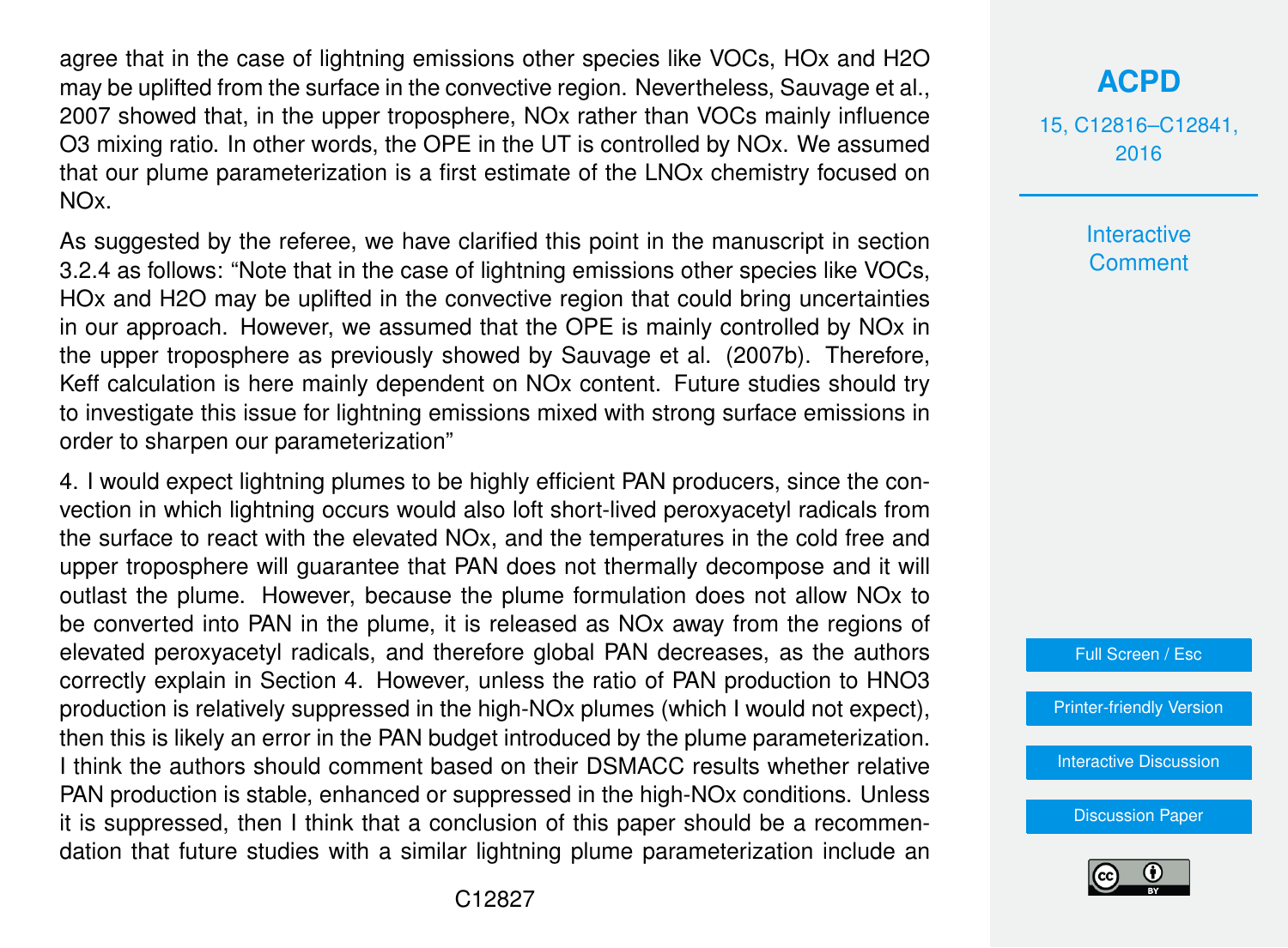agree that in the case of lightning emissions other species like VOCs, HOx and $H_2O$ may be uplifted from the surface in the convective region. Nevertheless, Sauvage et al., 2007 showed that, in the upper troposphere, NOx rather than VOCs mainly influence $O_3$ mixing ratio. In other words, the OPE in the UT is controlled by NOx. We assumed that our plume parameterization is a first estimate of the LNOx chemistry focused on NOx.

As suggested by the referee, we have clarified this point in the manuscript in section 3.2.4 as follows: "Note that in the case of lightning emissions other species like VOCs, HOx and $H_2O$ may be uplifted in the convective region that could bring uncertainties in our approach. However, we assumed that the OPE is mainly controlled by NOx in the upper troposphere as previously showed by Sauvage et al. (2007b). Therefore, Keff calculation is here mainly dependent on NOx content. Future studies should try to investigate this issue for lightning emissions mixed with strong surface emissions in order to sharpen our parameterization"

4. I would expect lightning plumes to be highly efficient PAN producers, since the convection in which lightning occurs would also loft short-lived peroxyacetyl radicals from the surface to react with the elevated NOx, and the temperatures in the cold free and upper troposphere will guarantee that PAN does not thermally decompose and it will outlast the plume. However, because the plume formulation does not allow NOx to be converted into PAN in the plume, it is released as NOx away from the regions of elevated peroxyacetyl radicals, and therefore global PAN decreases, as the authors correctly explain in Section 4. However, unless the ratio of PAN production to $HNO_3$ production is relatively suppressed in the high-NOx plumes (which I would not expect), then this is likely an error in the PAN budget introduced by the plume parameterization. I think the authors should comment based on their DSMACC results whether relative PAN production is stable, enhanced or suppressed in the high-NOx conditions. Unless it is suppressed, then I think that a conclusion of this paper should be a recommendation that future studies with a similar lightning plume parameterization include an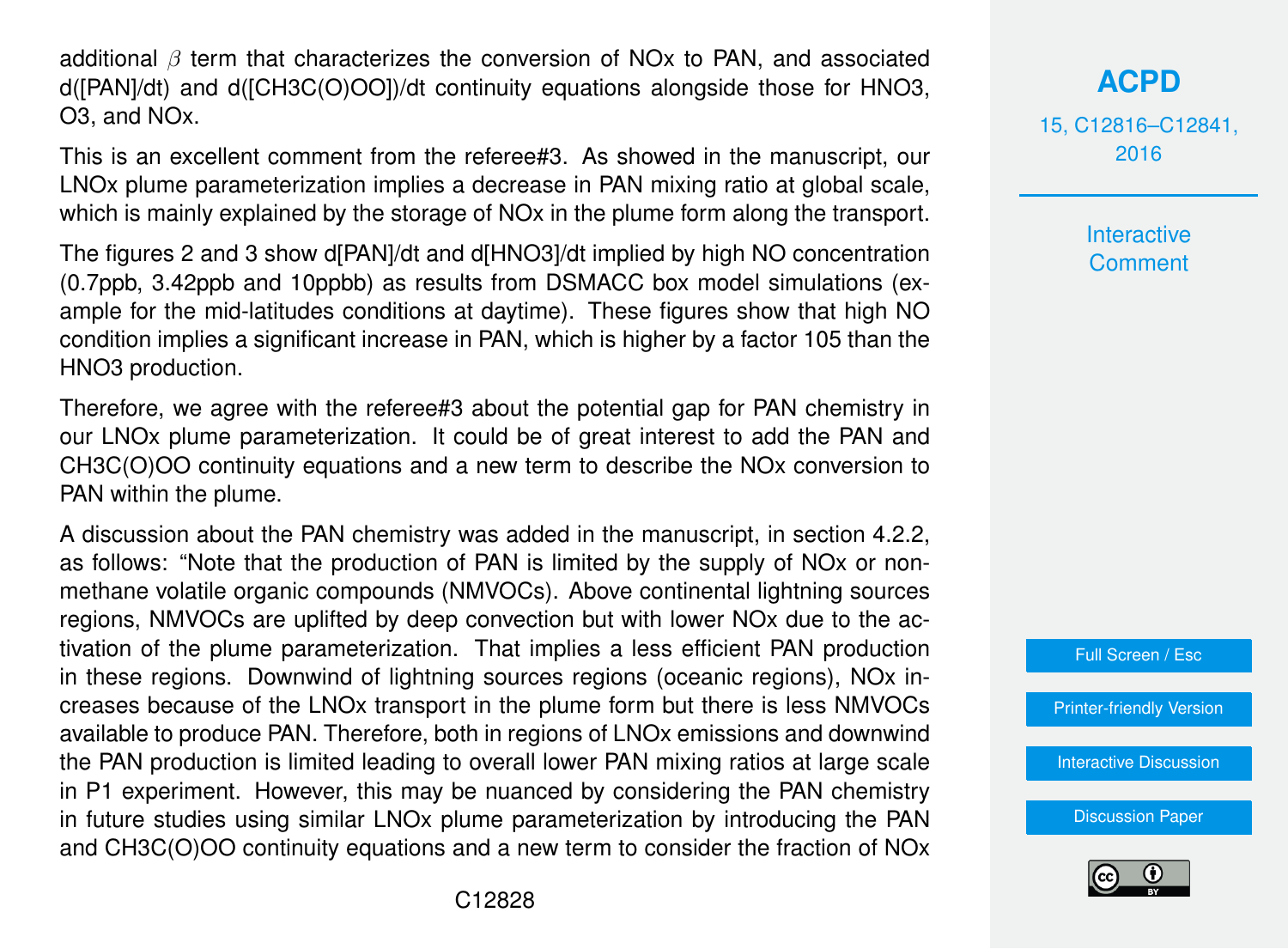additional $\beta$ term that characterizes the conversion of NOx to PAN, and associated d([PAN]/dt) and d([$CH_3C(O)OO$])/dt continuity equations alongside those for $HNO_3$, $O_3$, and NOx.

This is an excellent comment from the referee#3. As showed in the manuscript, our LNOx plume parameterization implies a decrease in PAN mixing ratio at global scale, which is mainly explained by the storage of NOx in the plume form along the transport.

The figures 2 and 3 show d[PAN]/dt and d[$HNO_3$]/dt implied by high NO concentration (0.7ppb, 3.42ppb and 10ppbb) as results from DSMACC box model simulations (example for the mid-latitudes conditions at daytime). These figures show that high NO condition implies a significant increase in PAN, which is higher by a factor 105 than the $HNO_3$ production.

Therefore, we agree with the referee#3 about the potential gap for PAN chemistry in our LNOx plume parameterization. It could be of great interest to add the PAN and $CH_3C(O)OO$ continuity equations and a new term to describe the NOx conversion to PAN within the plume.

A discussion about the PAN chemistry was added in the manuscript, in section 4.2.2, as follows: "Note that the production of PAN is limited by the supply of NOx or non-methane volatile organic compounds (NMVOCs). Above continental lightning sources regions, NMVOCs are uplifted by deep convection but with lower NOx due to the activation of the plume parameterization. That implies a less efficient PAN production in these regions. Downwind of lightning sources regions (oceanic regions), NOx increases because of the LNOx transport in the plume form but there is less NMVOCs available to produce PAN. Therefore, both in regions of LNOx emissions and downwind the PAN production is limited leading to overall lower PAN mixing ratios at large scale in P1 experiment. However, this may be nuanced by considering the PAN chemistry in future studies using similar LNOx plume parameterization by introducing the PAN and $CH_3C(O)OO$ continuity equations and a new term to consider the fraction of NOx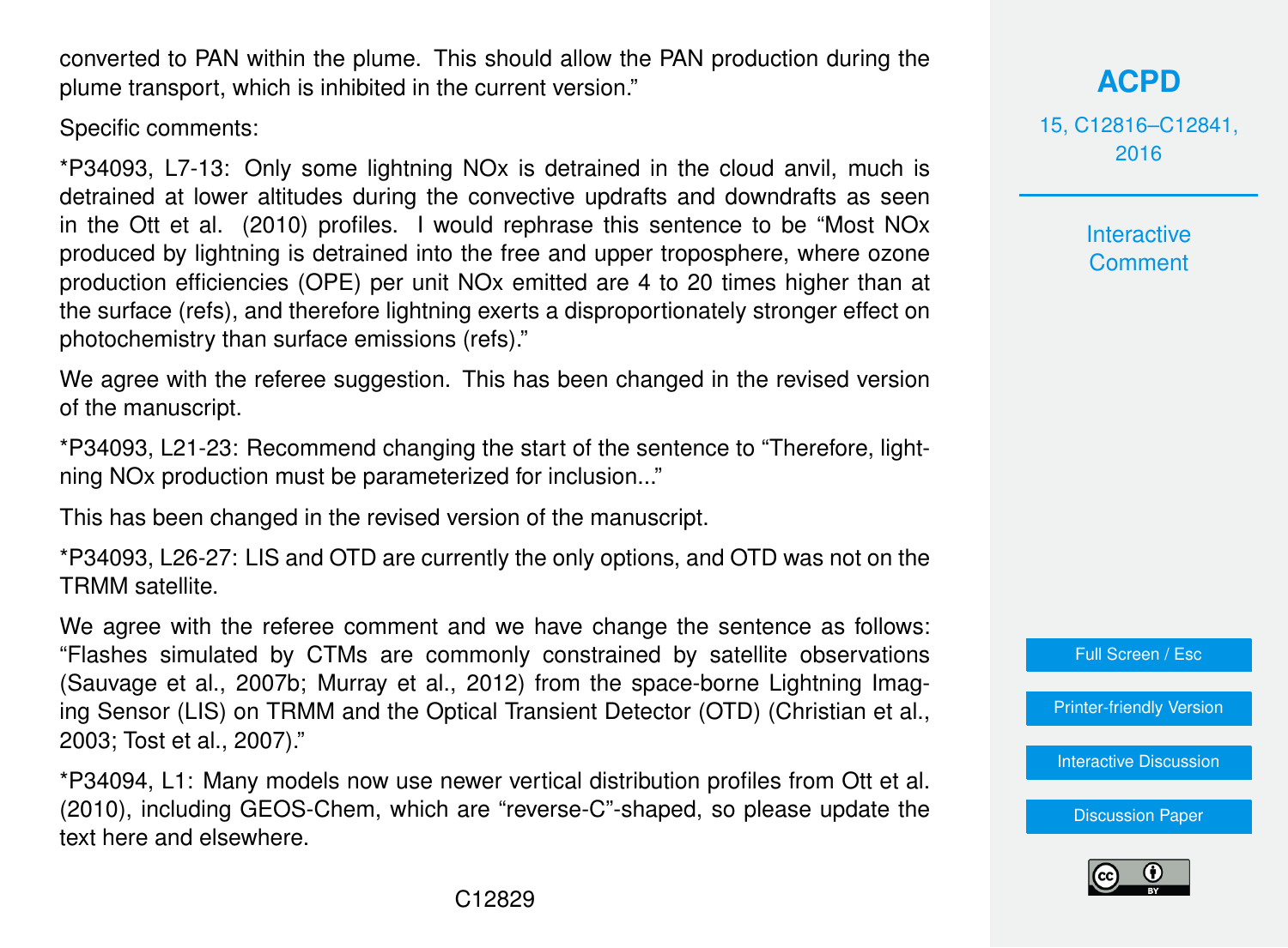converted to PAN within the plume. This should allow the PAN production during the plume transport, which is inhibited in the current version."

Specific comments:

*P34093, L7-13: Only some lightning NOx is detrained in the cloud anvil, much is detrained at lower altitudes during the convective updrafts and downdrafts as seen in the Ott et al. (2010) profiles. I would rephrase this sentence to be "Most NOx produced by lightning is detrained into the free and upper troposphere, where ozone production efficiencies (OPE) per unit NOx emitted are 4 to 20 times higher than at the surface (refs), and therefore lightning exerts a disproportionately stronger effect on photochemistry than surface emissions (refs)."

We agree with the referee suggestion. This has been changed in the revised version of the manuscript.

*P34093, L21-23: Recommend changing the start of the sentence to "Therefore, lightning NOx production must be parameterized for inclusion..."

This has been changed in the revised version of the manuscript.

*P34093, L26-27: LIS and OTD are currently the only options, and OTD was not on the TRMM satellite.

We agree with the referee comment and we have change the sentence as follows: "Flashes simulated by CTMs are commonly constrained by satellite observations (Sauvage et al., 2007b; Murray et al., 2012) from the space-borne Lightning Imaging Sensor (LIS) on TRMM and the Optical Transient Detector (OTD) (Christian et al., 2003; Tost et al., 2007)."

*P34094, L1: Many models now use newer vertical distribution profiles from Ott et al. (2010), including GEOS-Chem, which are "reverse-C"-shaped, so please update the text here and elsewhere.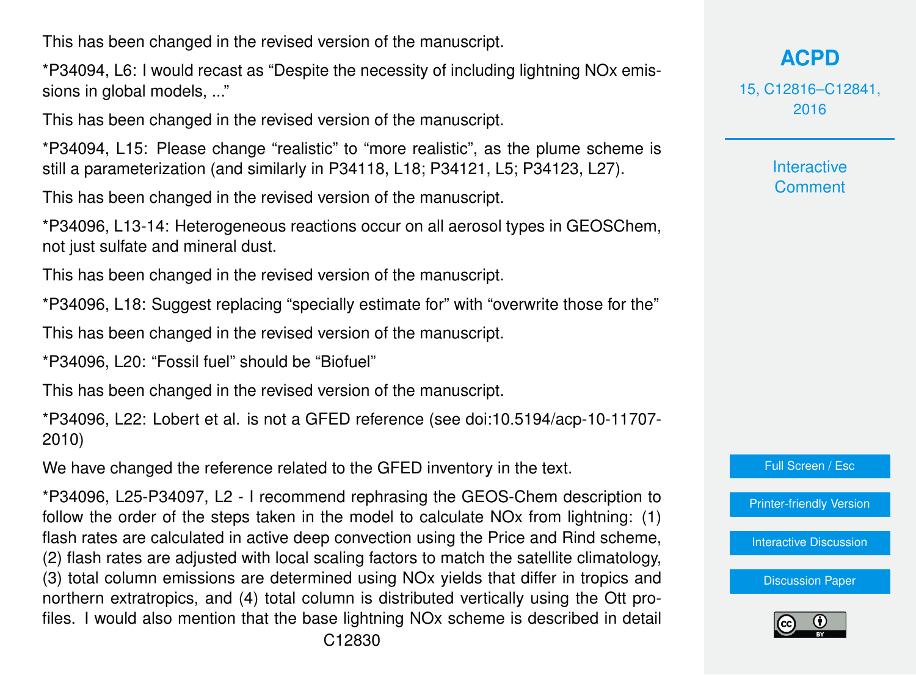This has been changed in the revised version of the manuscript.

*P34094, L6: I would recast as "Despite the necessity of including lightning NOx emissions in global models, ..."

This has been changed in the revised version of the manuscript.

*P34094, L15: Please change "realistic" to "more realistic", as the plume scheme is still a parameterization (and similarly in P34118, L18; P34121, L5; P34123, L27).

This has been changed in the revised version of the manuscript.

*P34096, L13-14: Heterogeneous reactions occur on all aerosol types in GEOSChem, not just sulfate and mineral dust.

This has been changed in the revised version of the manuscript.

*P34096, L18: Suggest replacing "specially estimate for" with "overwrite those for the"

This has been changed in the revised version of the manuscript.

*P34096, L20: "Fossil fuel" should be "Biofuel"

This has been changed in the revised version of the manuscript.

*P34096, L22: Lobert et al. is not a GFED reference (see doi:10.5194/acp-10-11707-2010)

We have changed the reference related to the GFED inventory in the text.

*P34096, L25-P34097, L2 - I recommend rephrasing the GEOS-Chem description to follow the order of the steps taken in the model to calculate NOx from lightning: (1) flash rates are calculated in active deep convection using the Price and Rind scheme, (2) flash rates are adjusted with local scaling factors to match the satellite climatology, (3) total column emissions are determined using NOx yields that differ in tropics and northern extratropics, and (4) total column is distributed vertically using the Ott profiles. I would also mention that the base lightning NOx scheme is described in detail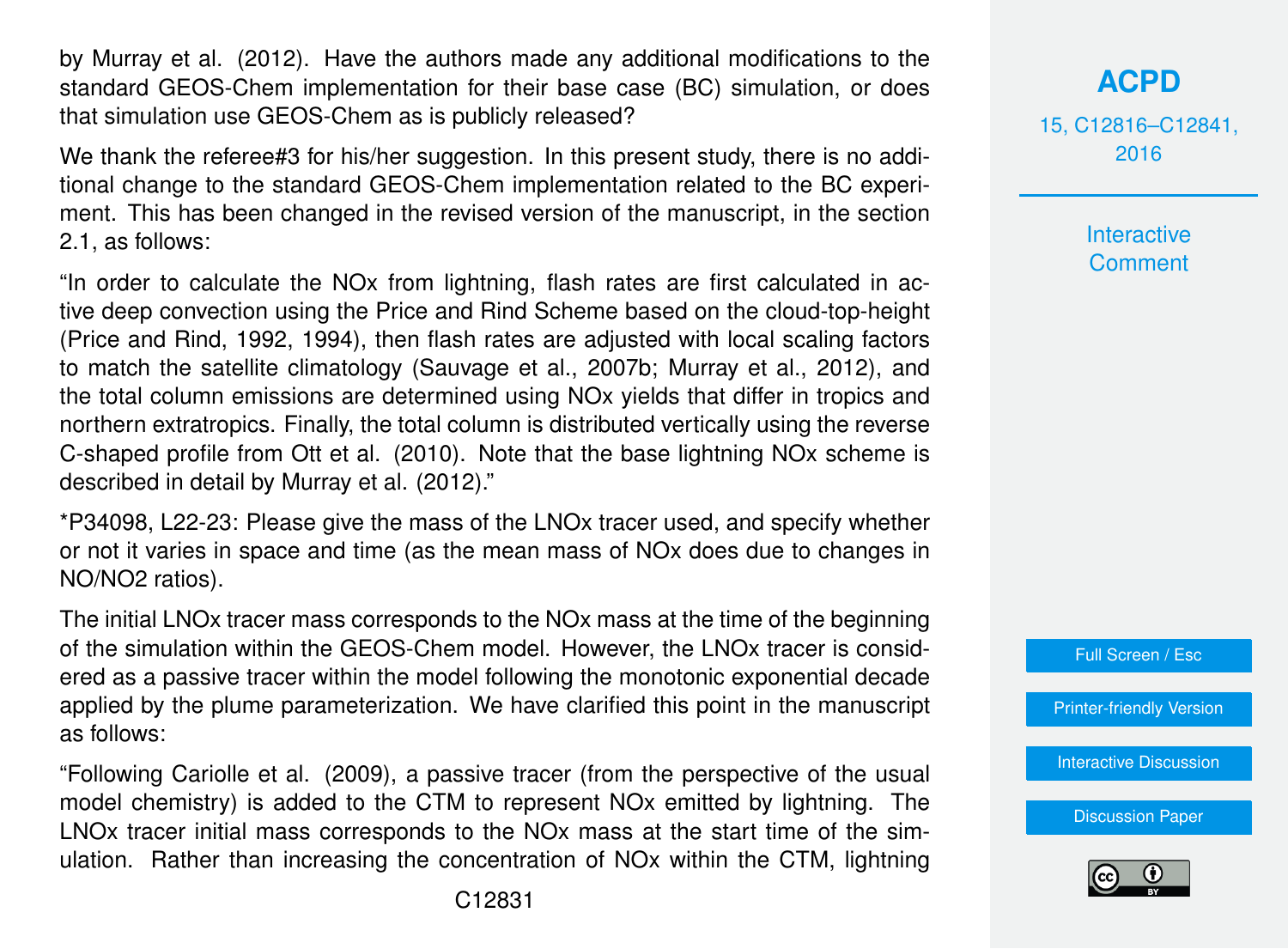by Murray et al. (2012). Have the authors made any additional modifications to the standard GEOS-Chem implementation for their base case (BC) simulation, or does that simulation use GEOS-Chem as is publicly released?

We thank the referee#3 for his/her suggestion. In this present study, there is no additional change to the standard GEOS-Chem implementation related to the BC experiment. This has been changed in the revised version of the manuscript, in the section 2.1, as follows:

"In order to calculate the NOx from lightning, flash rates are first calculated in active deep convection using the Price and Rind Scheme based on the cloud-top-height (Price and Rind, 1992, 1994), then flash rates are adjusted with local scaling factors to match the satellite climatology (Sauvage et al., 2007b; Murray et al., 2012), and the total column emissions are determined using NOx yields that differ in tropics and northern extratropics. Finally, the total column is distributed vertically using the reverse C-shaped profile from Ott et al. (2010). Note that the base lightning NOx scheme is described in detail by Murray et al. (2012)."

*P34098, L22-23: Please give the mass of the LNOx tracer used, and specify whether or not it varies in space and time (as the mean mass of NOx does due to changes in NO/NO2 ratios).

The initial LNOx tracer mass corresponds to the NOx mass at the time of the beginning of the simulation within the GEOS-Chem model. However, the LNOx tracer is considered as a passive tracer within the model following the monotonic exponential decade applied by the plume parameterization. We have clarified this point in the manuscript as follows:

"Following Cariolle et al. (2009), a passive tracer (from the perspective of the usual model chemistry) is added to the CTM to represent NOx emitted by lightning. The LNOx tracer initial mass corresponds to the NOx mass at the start time of the simulation. Rather than increasing the concentration of NOx within the CTM, lightning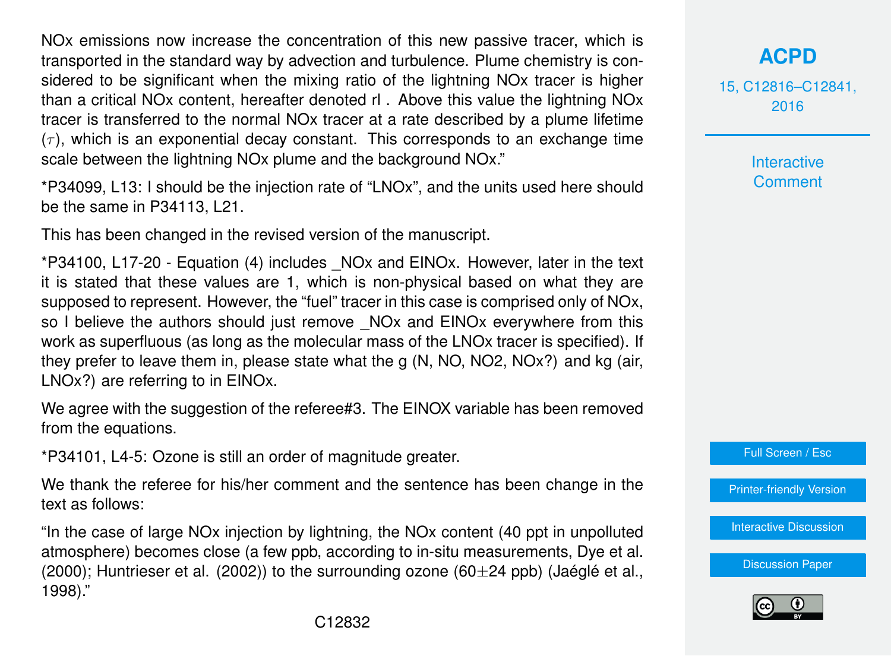NOx emissions now increase the concentration of this new passive tracer, which is transported in the standard way by advection and turbulence. Plume chemistry is considered to be significant when the mixing ratio of the lightning NOx tracer is higher than a critical NOx content, hereafter denoted rl . Above this value the lightning NOx tracer is transferred to the normal NOx tracer at a rate described by a plume lifetime ($\tau$), which is an exponential decay constant. This corresponds to an exchange time scale between the lightning NOx plume and the background NOx."

*P34099, L13: I should be the injection rate of "LNOx", and the units used here should be the same in P34113, L21.

This has been changed in the revised version of the manuscript.

*P34100, L17-20 - Equation (4) includes _NOx and EINOx. However, later in the text it is stated that these values are 1, which is non-physical based on what they are supposed to represent. However, the "fuel" tracer in this case is comprised only of NOx, so I believe the authors should just remove _NOx and EINOx everywhere from this work as superfluous (as long as the molecular mass of the LNOx tracer is specified). If they prefer to leave them in, please state what the g (N, NO, NO2, NOx?) and kg (air, LNOx?) are referring to in EINOx.

We agree with the suggestion of the referee#3. The EINOX variable has been removed from the equations.

*P34101, L4-5: Ozone is still an order of magnitude greater.

We thank the referee for his/her comment and the sentence has been change in the text as follows:

"In the case of large NOx injection by lightning, the NOx content (40 ppt in unpolluted atmosphere) becomes close (a few ppb, according to in-situ measurements, Dye et al. (2000); Huntrieser et al. (2002)) to the surrounding ozone ($60\pm24$ ppb) (Jaéglé et al., 1998)."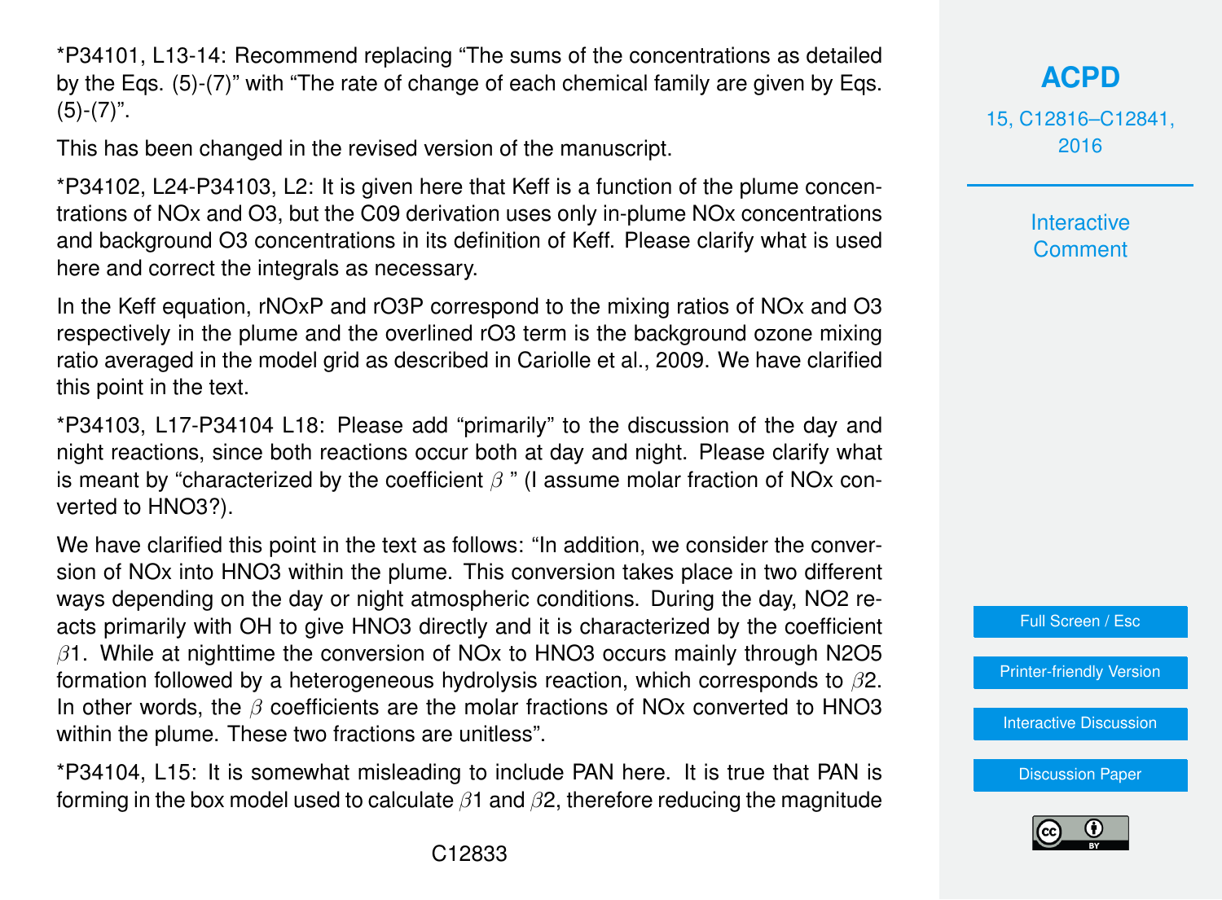*P34101, L13-14: Recommend replacing "The sums of the concentrations as detailed by the Eqs. (5)-(7)" with "The rate of change of each chemical family are given by Eqs. (5)-(7)".

This has been changed in the revised version of the manuscript.

*P34102, L24-P34103, L2: It is given here that Keff is a function of the plume concentrations of NOx and O3, but the C09 derivation uses only in-plume NOx concentrations and background O3 concentrations in its definition of Keff. Please clarify what is used here and correct the integrals as necessary.

In the Keff equation, rNOxP and rO3P correspond to the mixing ratios of NOx and O3 respectively in the plume and the overlined rO3 term is the background ozone mixing ratio averaged in the model grid as described in Cariolle et al., 2009. We have clarified this point in the text.

*P34103, L17-P34104 L18: Please add "primarily" to the discussion of the day and night reactions, since both reactions occur both at day and night. Please clarify what is meant by "characterized by the coefficient $\beta$" (I assume molar fraction of NOx converted to HNO3?).

We have clarified this point in the text as follows: "In addition, we consider the conversion of NOx into HNO3 within the plume. This conversion takes place in two different ways depending on the day or night atmospheric conditions. During the day, NO2 reacts primarily with OH to give HNO3 directly and it is characterized by the coefficient $\beta$1. While at nighttime the conversion of NOx to HNO3 occurs mainly through N2O5 formation followed by a heterogeneous hydrolysis reaction, which corresponds to $\beta$2. In other words, the $\beta$ coefficients are the molar fractions of NOx converted to HNO3 within the plume. These two fractions are unitless".

*P34104, L15: It is somewhat misleading to include PAN here. It is true that PAN is forming in the box model used to calculate $\beta$1 and $\beta$2, therefore reducing the magnitude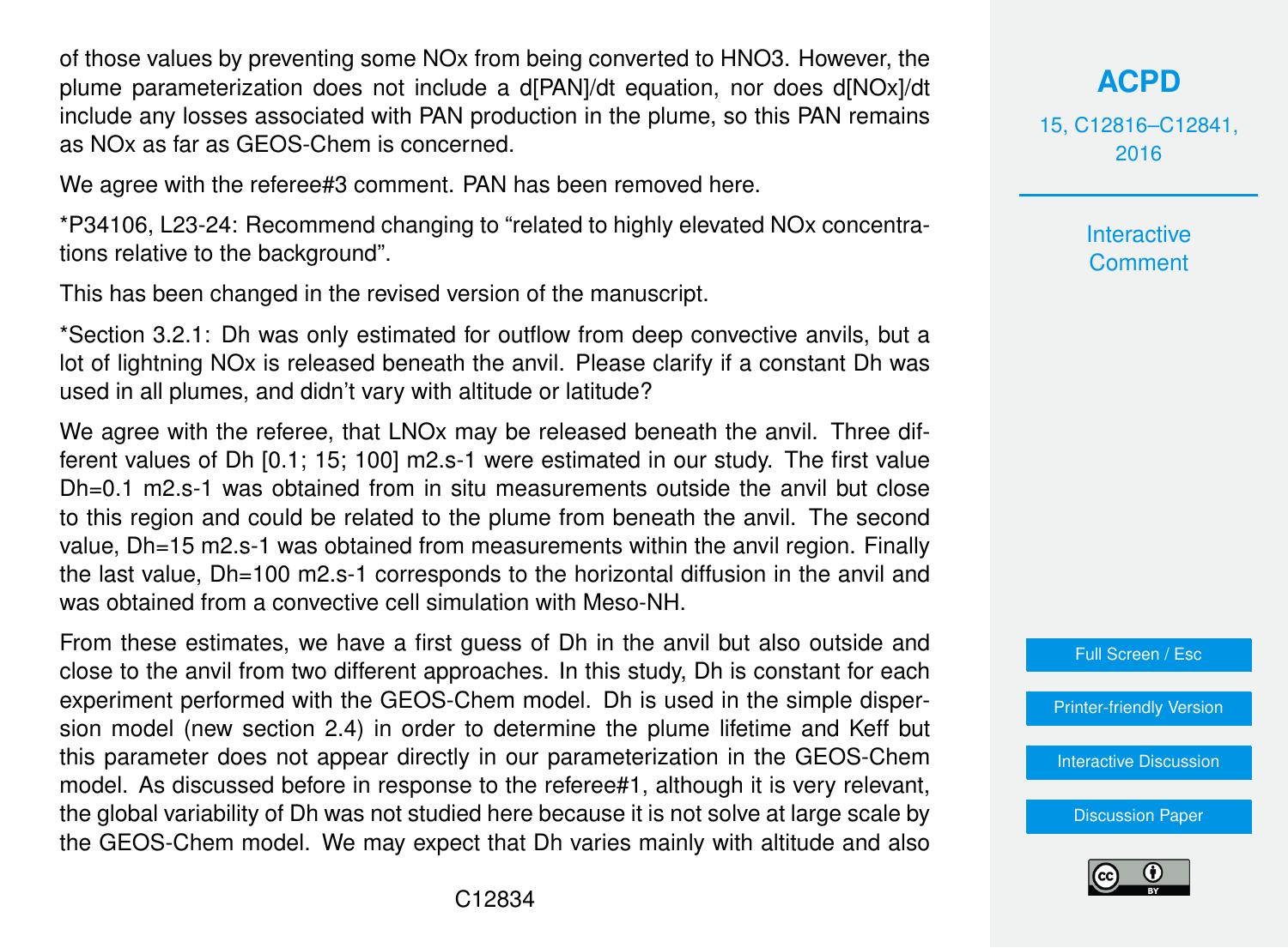of those values by preventing some NOx from being converted to $HNO_3$. However, the plume parameterization does not include a d[PAN]/dt equation, nor does d[NOx]/dt include any losses associated with PAN production in the plume, so this PAN remains as NOx as far as GEOS-Chem is concerned.

We agree with the referee#3 comment. PAN has been removed here.

*P34106, L23-24: Recommend changing to "related to highly elevated NOx concentrations relative to the background".

This has been changed in the revised version of the manuscript.

*Section 3.2.1: Dh was only estimated for outflow from deep convective anvils, but a lot of lightning NOx is released beneath the anvil. Please clarify if a constant Dh was used in all plumes, and didn't vary with altitude or latitude?

We agree with the referee, that LNOx may be released beneath the anvil. Three different values of Dh [0.1; 15; 100] $m^2.s^{-1}$ were estimated in our study. The first value Dh=0.1 $m^2.s^{-1}$ was obtained from in situ measurements outside the anvil but close to this region and could be related to the plume from beneath the anvil. The second value, Dh=15 $m^2.s^{-1}$ was obtained from measurements within the anvil region. Finally the last value, Dh=100 $m^2.s^{-1}$ corresponds to the horizontal diffusion in the anvil and was obtained from a convective cell simulation with Meso-NH.

From these estimates, we have a first guess of Dh in the anvil but also outside and close to the anvil from two different approaches. In this study, Dh is constant for each experiment performed with the GEOS-Chem model. Dh is used in the simple dispersion model (new section 2.4) in order to determine the plume lifetime and Keff but this parameter does not appear directly in our parameterization in the GEOS-Chem model. As discussed before in response to the referee#1, although it is very relevant, the global variability of Dh was not studied here because it is not solve at large scale by the GEOS-Chem model. We may expect that Dh varies mainly with altitude and also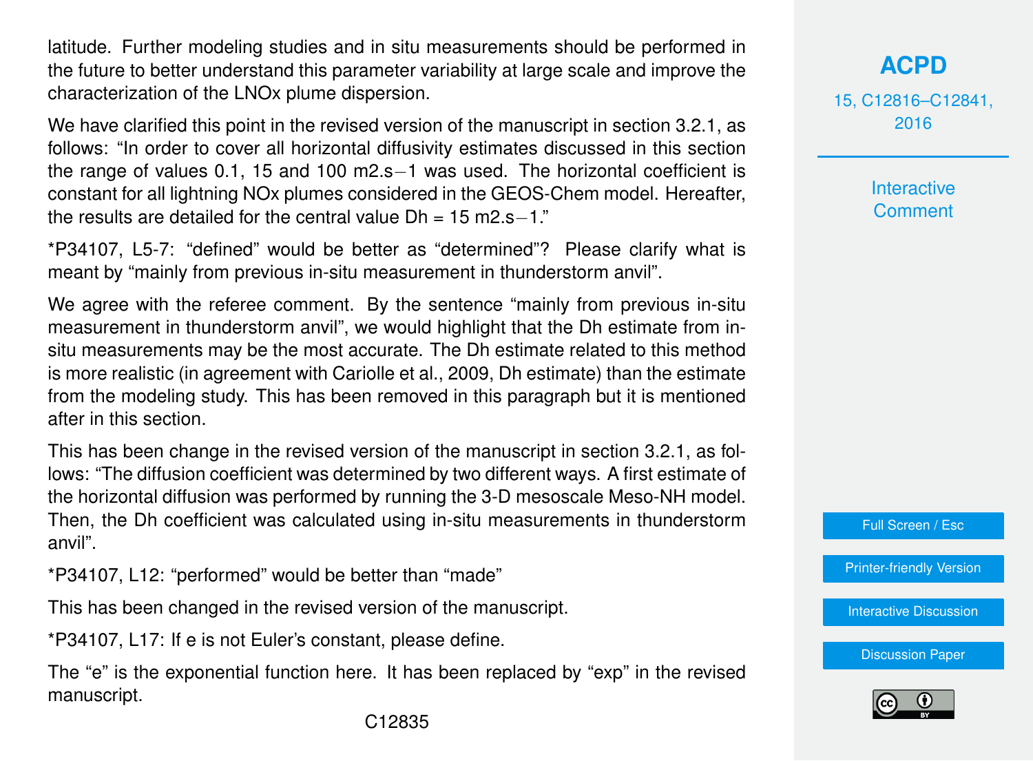latitude. Further modeling studies and in situ measurements should be performed in the future to better understand this parameter variability at large scale and improve the characterization of the LNOx plume dispersion.

We have clarified this point in the revised version of the manuscript in section 3.2.1, as follows: "In order to cover all horizontal diffusivity estimates discussed in this section the range of values 0.1, 15 and 100 $m2.s^{-1}$ was used. The horizontal coefficient is constant for all lightning NOx plumes considered in the GEOS-Chem model. Hereafter, the results are detailed for the central value Dh = 15 $m2.s^{-1}$."

*P34107, L5-7: "defined" would be better as "determined"? Please clarify what is meant by "mainly from previous in-situ measurement in thunderstorm anvil".

We agree with the referee comment. By the sentence "mainly from previous in-situ measurement in thunderstorm anvil", we would highlight that the Dh estimate from in-situ measurements may be the most accurate. The Dh estimate related to this method is more realistic (in agreement with Cariolle et al., 2009, Dh estimate) than the estimate from the modeling study. This has been removed in this paragraph but it is mentioned after in this section.

This has been change in the revised version of the manuscript in section 3.2.1, as follows: "The diffusion coefficient was determined by two different ways. A first estimate of the horizontal diffusion was performed by running the 3-D mesoscale Meso-NH model. Then, the Dh coefficient was calculated using in-situ measurements in thunderstorm anvil".

*P34107, L12: "performed" would be better than "made"

This has been changed in the revised version of the manuscript.

*P34107, L17: If e is not Euler's constant, please define.

The "e" is the exponential function here. It has been replaced by "exp" in the revised manuscript.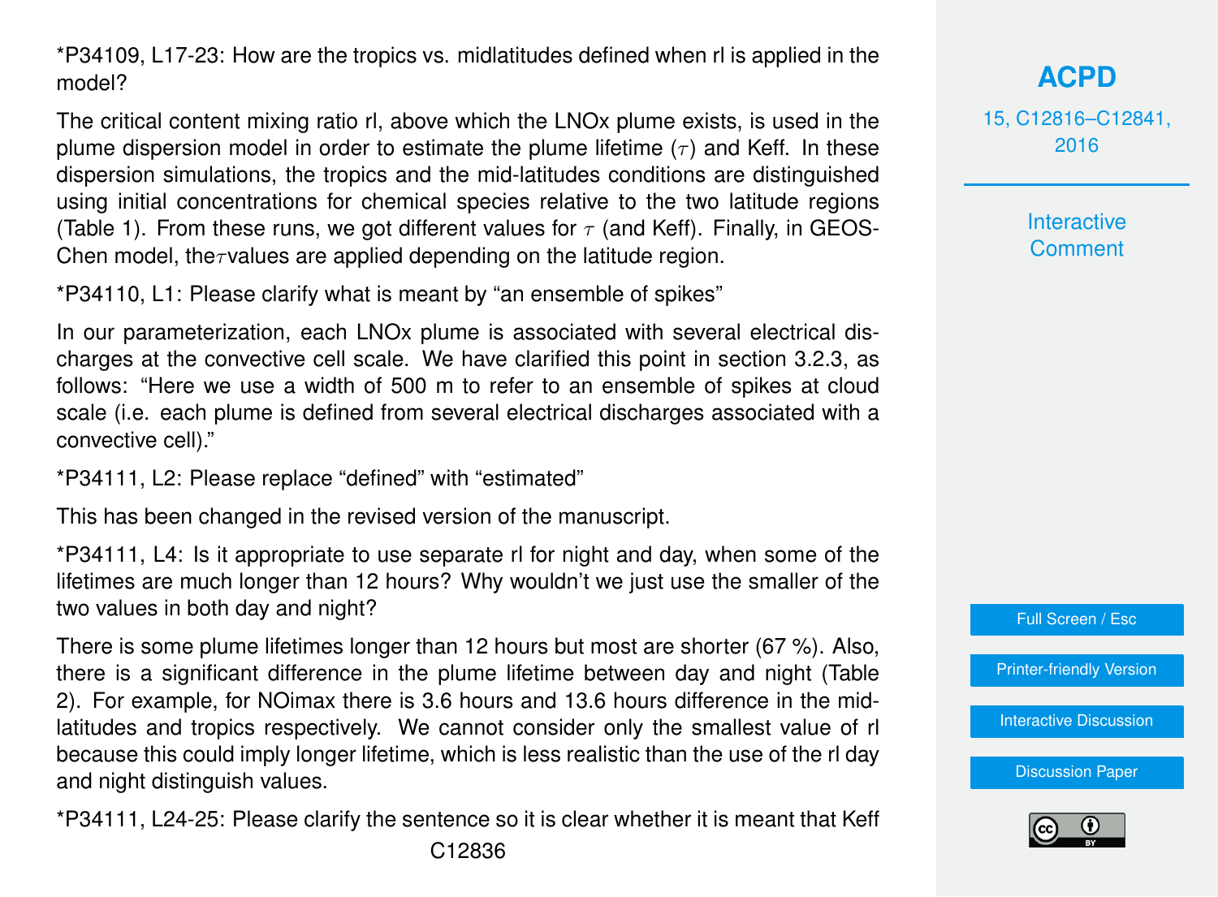*P34109, L17-23: How are the tropics vs. midlatitudes defined when rl is applied in the model?

The critical content mixing ratio rl, above which the LNOx plume exists, is used in the plume dispersion model in order to estimate the plume lifetime ($\tau$) and Keff. In these dispersion simulations, the tropics and the mid-latitudes conditions are distinguished using initial concentrations for chemical species relative to the two latitude regions (Table 1). From these runs, we got different values for $\tau$ (and Keff). Finally, in GEOS-Chen model, the$\tau$values are applied depending on the latitude region.

*P34110, L1: Please clarify what is meant by "an ensemble of spikes"

In our parameterization, each LNOx plume is associated with several electrical discharges at the convective cell scale. We have clarified this point in section 3.2.3, as follows: "Here we use a width of 500 m to refer to an ensemble of spikes at cloud scale (i.e. each plume is defined from several electrical discharges associated with a convective cell)."

*P34111, L2: Please replace "defined" with "estimated"

This has been changed in the revised version of the manuscript.

*P34111, L4: Is it appropriate to use separate rl for night and day, when some of the lifetimes are much longer than 12 hours? Why wouldn't we just use the smaller of the two values in both day and night?

There is some plume lifetimes longer than 12 hours but most are shorter (67 %). Also, there is a significant difference in the plume lifetime between day and night (Table 2). For example, for NOimax there is 3.6 hours and 13.6 hours difference in the mid-latitudes and tropics respectively. We cannot consider only the smallest value of rl because this could imply longer lifetime, which is less realistic than the use of the rl day and night distinguish values.

*P34111, L24-25: Please clarify the sentence so it is clear whether it is meant that Keff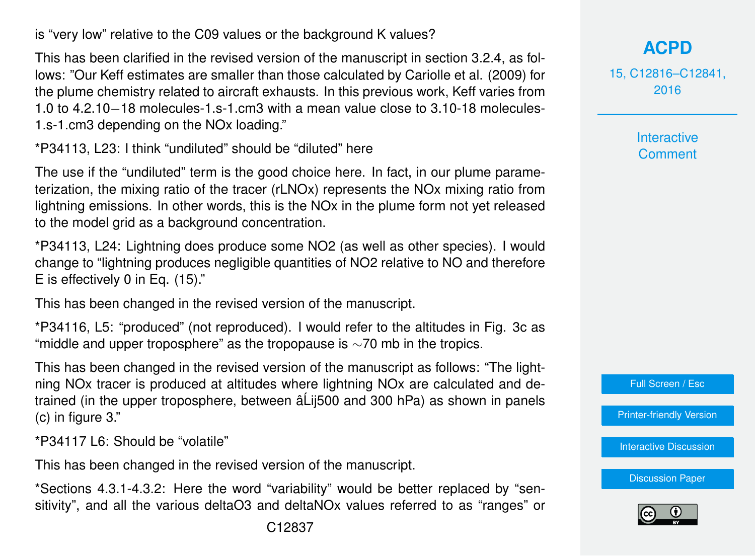is “very low” relative to the C09 values or the background K values?

This has been clarified in the revised version of the manuscript in section 3.2.4, as follows: ”Our Keff estimates are smaller than those calculated by Cariolle et al. (2009) for the plume chemistry related to aircraft exhausts. In this previous work, Keff varies from 1.0 to 4.2.10−18 molecules-1.s-1.cm3 with a mean value close to 3.10-18 molecules-1.s-1.cm3 depending on the NOx loading.”

*P34113, L23: I think “undiluted” should be “diluted” here

The use if the “undiluted” term is the good choice here. In fact, in our plume parameterization, the mixing ratio of the tracer (rLNOx) represents the NOx mixing ratio from lightning emissions. In other words, this is the NOx in the plume form not yet released to the model grid as a background concentration.

*P34113, L24: Lightning does produce some NO2 (as well as other species). I would change to “lightning produces negligible quantities of NO2 relative to NO and therefore E is effectively 0 in Eq. (15).”

This has been changed in the revised version of the manuscript.

*P34116, L5: “produced” (not reproduced). I would refer to the altitudes in Fig. 3c as “middle and upper troposphere” as the tropopause is ∼70 mb in the tropics.

This has been changed in the revised version of the manuscript as follows: “The lightning NOx tracer is produced at altitudes where lightning NOx are calculated and detrained (in the upper troposphere, between âĹij500 and 300 hPa) as shown in panels (c) in figure 3.”

*P34117 L6: Should be “volatile”

This has been changed in the revised version of the manuscript.

*Sections 4.3.1-4.3.2: Here the word “variability” would be better replaced by “sensitivity”, and all the various deltaO3 and deltaNOx values referred to as “ranges” or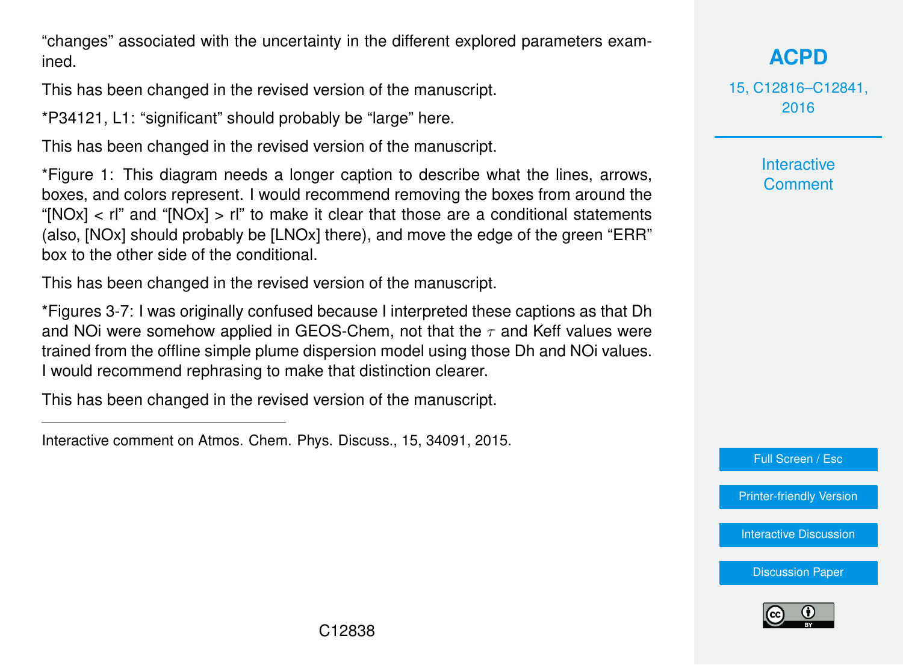"changes" associated with the uncertainty in the different explored parameters examined.

This has been changed in the revised version of the manuscript.

*P34121, L1: "significant" should probably be "large" here.

This has been changed in the revised version of the manuscript.

*Figure 1: This diagram needs a longer caption to describe what the lines, arrows, boxes, and colors represent. I would recommend removing the boxes from around the "[NOx] < rl" and "[NOx] > rl" to make it clear that those are a conditional statements (also, [NOx] should probably be [LNOx] there), and move the edge of the green "ERR" box to the other side of the conditional.

This has been changed in the revised version of the manuscript.

*Figures 3-7: I was originally confused because I interpreted these captions as that Dh and NOi were somehow applied in GEOS-Chem, not that the $\tau$ and Keff values were trained from the offline simple plume dispersion model using those Dh and NOi values. I would recommend rephrasing to make that distinction clearer.

This has been changed in the revised version of the manuscript.

---

Interactive comment on Atmos. Chem. Phys. Discuss., 15, 34091, 2015.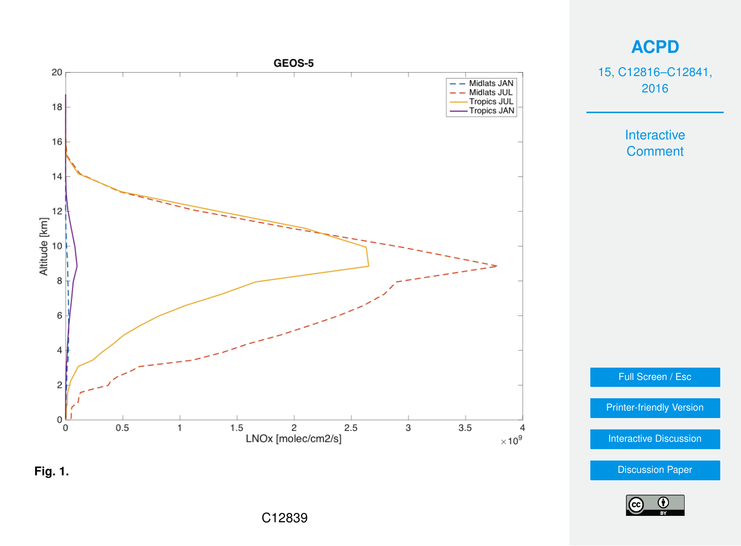Fig. 1.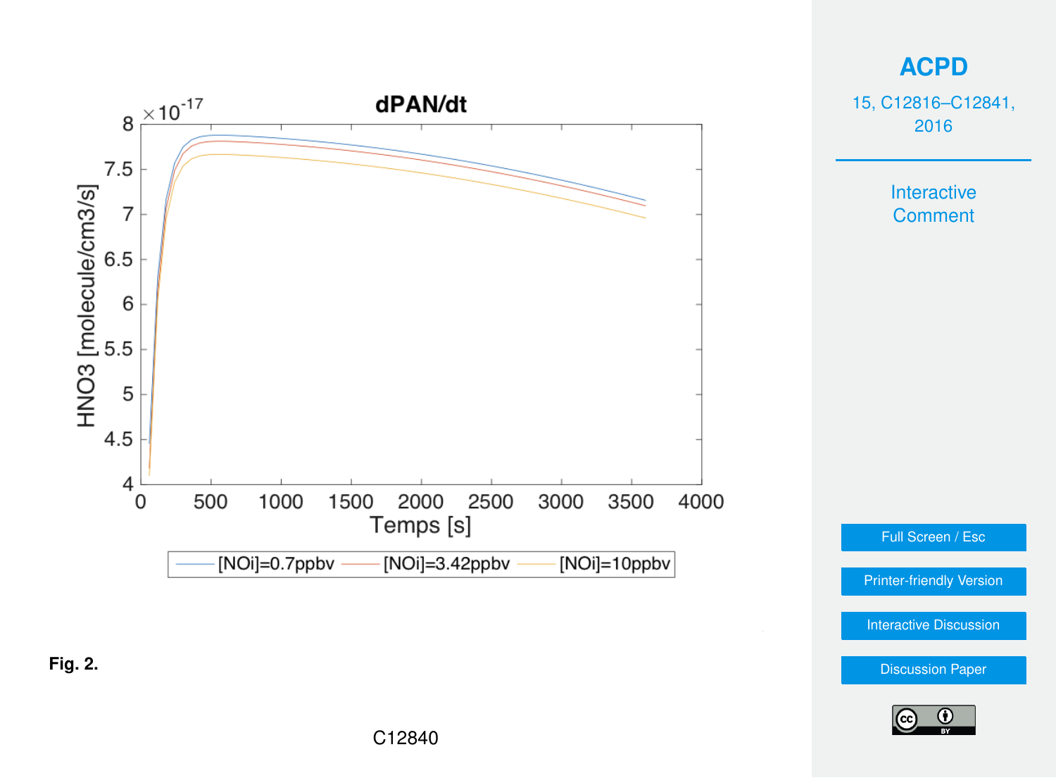Fig. 2.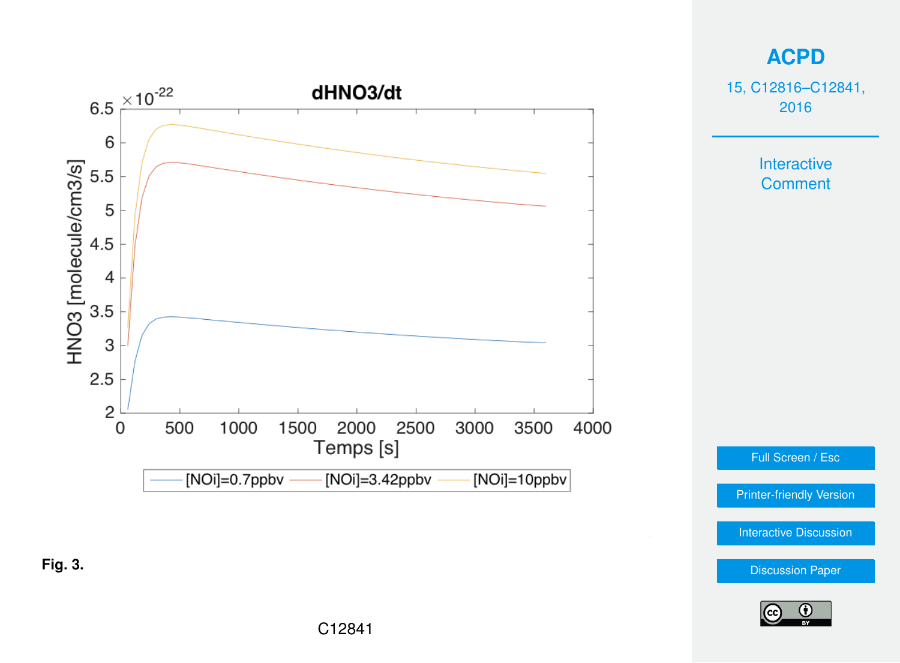dHNO3/dt

$\times 10^{-22}$

6.5
6
5.5
5
4.5
4
3.5
3
2.5
2

HNO3 [molecule/cm3/s]

0
500
1000
1500
2000
2500
3000
3500
4000

Temps [s]

[NOi]=0.7ppbv
[NOi]=3.42ppbv
[NOi]=10ppbv

**Fig. 3.**